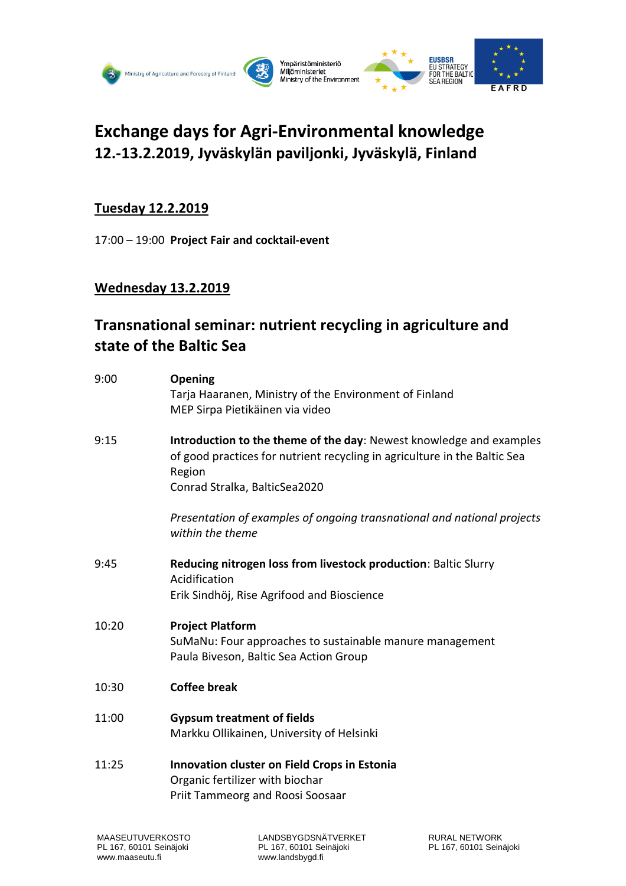# Exchange days for Agri-Environmental knowledge

## 12.-13.2.2019, Jyväskylän paviljonki, Jyväskylä, Finland

### Tuesday 12.2.2019

17:00 – 19:00 **Project Fair and cocktail-event**

### Wednesday 13.2.2019

## Transnational seminar: nutrient recycling in agriculture and state of the Baltic Sea

| | |
|---|---|
| 9:00 | **Opening**<br>Tarja Haaranen, Ministry of the Environment of Finland<br>MEP Sirpa Pietikäinen via video |
| 9:15 | **Introduction to the theme of the day**: Newest knowledge and examples of good practices for nutrient recycling in agriculture in the Baltic Sea Region<br>Conrad Stralka, BalticSea2020<br><br>*Presentation of examples of ongoing transnational and national projects within the theme* |
| 9:45 | **Reducing nitrogen loss from livestock production**: Baltic Slurry Acidification<br>Erik Sindhöj, Rise Agrifood and Bioscience |
| 10:20 | **Project Platform**<br>SuMaNu: Four approaches to sustainable manure management<br>Paula Biveson, Baltic Sea Action Group |
| 10:30 | **Coffee break** |
| 11:00 | **Gypsum treatment of fields**<br>Markku Ollikainen, University of Helsinki |
| 11:25 | **Innovation cluster on Field Crops in Estonia**<br>Organic fertilizer with biochar<br>Priit Tammeorg and Roosi Soosaar |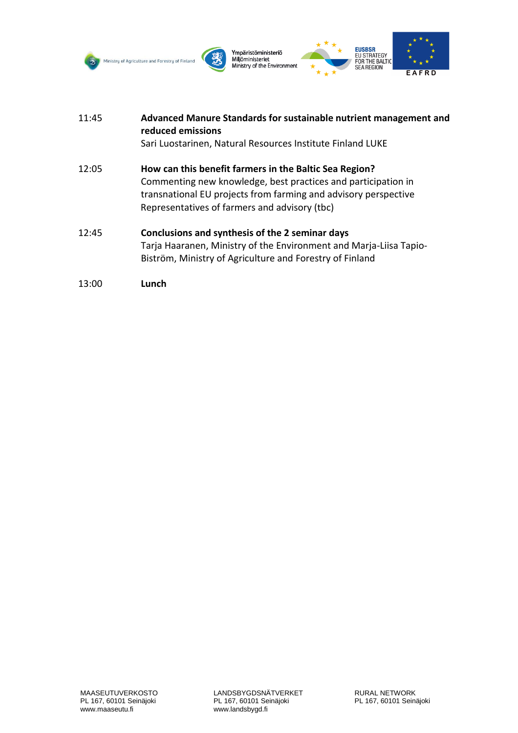| | |
|---|---|
| 11:45 | **Advanced Manure Standards for sustainable nutrient management and reduced emissions**<br>Sari Luostarinen, Natural Resources Institute Finland LUKE |
| 12:05 | **How can this benefit farmers in the Baltic Sea Region?**<br>Commenting new knowledge, best practices and participation in transnational EU projects from farming and advisory perspective<br>Representatives of farmers and advisory (tbc) |
| 12:45 | **Conclusions and synthesis of the 2 seminar days**<br>Tarja Haaranen, Ministry of the Environment and Marja-Liisa Tapio-Biström, Ministry of Agriculture and Forestry of Finland |
| 13:00 | **Lunch** |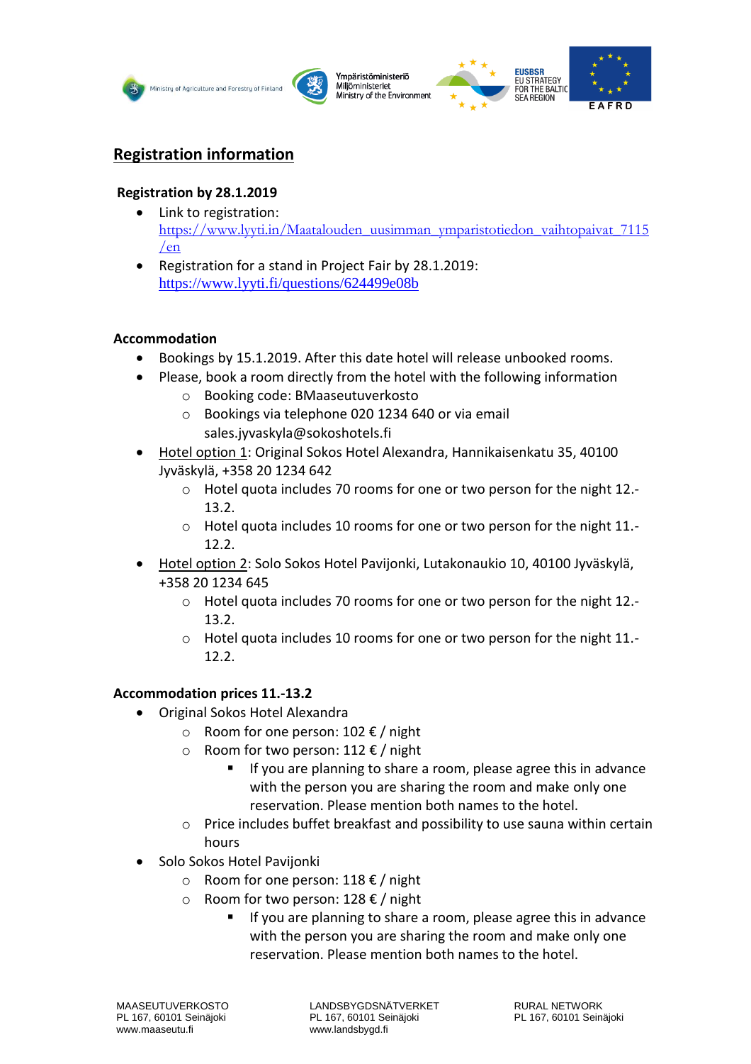## Registration information

**Registration by 28.1.2019**

- Link to registration: https://www.lyyti.in/Maatalouden_uusimman_ymparistotiedon_vaihtopaivat_7115/en
- Registration for a stand in Project Fair by 28.1.2019: https://www.lyyti.fi/questions/624499e08b

**Accommodation**

- Bookings by 15.1.2019. After this date hotel will release unbooked rooms.
- Please, book a room directly from the hotel with the following information
  - Booking code: BMaaseutuverkosto
  - Bookings via telephone 020 1234 640 or via email sales.jyvaskyla@sokoshotels.fi
- Hotel option 1: Original Sokos Hotel Alexandra, Hannikaisenkatu 35, 40100 Jyväskylä, +358 20 1234 642
  - Hotel quota includes 70 rooms for one or two person for the night 12.-13.2.
  - Hotel quota includes 10 rooms for one or two person for the night 11.-12.2.
- Hotel option 2: Solo Sokos Hotel Pavijonki, Lutakonaukio 10, 40100 Jyväskylä, +358 20 1234 645
  - Hotel quota includes 70 rooms for one or two person for the night 12.-13.2.
  - Hotel quota includes 10 rooms for one or two person for the night 11.-12.2.

**Accommodation prices 11.-13.2**

- Original Sokos Hotel Alexandra
  - Room for one person: 102 € / night
  - Room for two person: 112 € / night
    - If you are planning to share a room, please agree this in advance with the person you are sharing the room and make only one reservation. Please mention both names to the hotel.
  - Price includes buffet breakfast and possibility to use sauna within certain hours
- Solo Sokos Hotel Pavijonki
  - Room for one person: 118 € / night
  - Room for two person: 128 € / night
    - If you are planning to share a room, please agree this in advance with the person you are sharing the room and make only one reservation. Please mention both names to the hotel.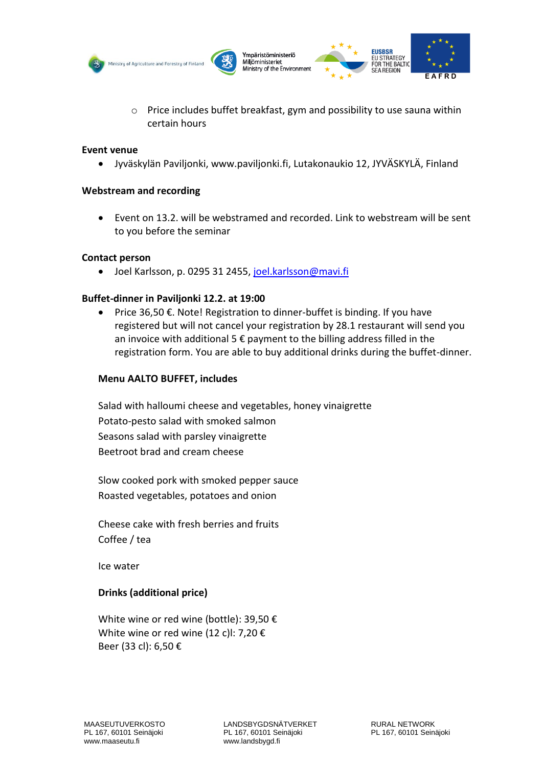- Price includes buffet breakfast, gym and possibility to use sauna within certain hours

**Event venue**

- Jyväskylän Paviljonki, www.paviljonki.fi, Lutakonaukio 12, JYVÄSKYLÄ, Finland

**Webstream and recording**

- Event on 13.2. will be webstramed and recorded. Link to webstream will be sent to you before the seminar

**Contact person**

- Joel Karlsson, p. 0295 31 2455, joel.karlsson@mavi.fi

**Buffet-dinner in Paviljonki 12.2. at 19:00**

- Price 36,50 €. Note! Registration to dinner-buffet is binding. If you have registered but will not cancel your registration by 28.1 restaurant will send you an invoice with additional 5 € payment to the billing address filled in the registration form. You are able to buy additional drinks during the buffet-dinner.

**Menu AALTO BUFFET, includes**

Salad with halloumi cheese and vegetables, honey vinaigrette
Potato-pesto salad with smoked salmon
Seasons salad with parsley vinaigrette
Beetroot brad and cream cheese

Slow cooked pork with smoked pepper sauce
Roasted vegetables, potatoes and onion

Cheese cake with fresh berries and fruits
Coffee / tea

Ice water

**Drinks (additional price)**

White wine or red wine (bottle): 39,50 €
White wine or red wine (12 c)l: 7,20 €
Beer (33 cl): 6,50 €